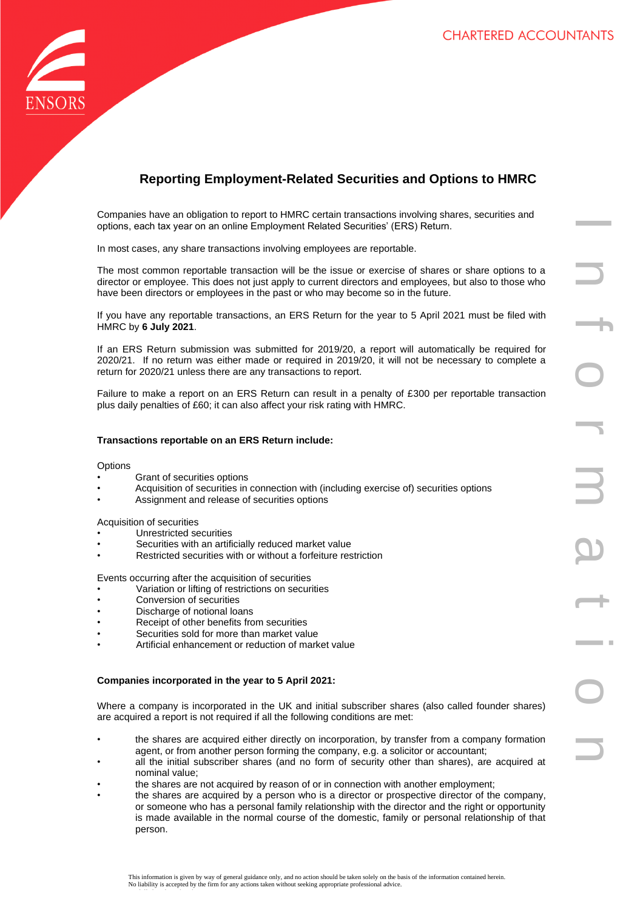# Reporting Employment-Related Securities and Options to HMRC

Companies have an obligation to report to HMRC certain transactions involving shares, securities and options, each tax year on an online Employment Related Securities' (ERS) Return.

In most cases, any share transactions involving employees are reportable.

The most common reportable transaction will be the issue or exercise of shares or share options to a director or employee. This does not just apply to current directors and employees, but also to those who have been directors or employees in the past or who may become so in the future.

If you have any reportable transactions, an ERS Return for the year to 5 April 2021 must be filed with HMRC by **6 July 2021**.

If an ERS Return submission was submitted for 2019/20, a report will automatically be required for 2020/21. If no return was either made or required in 2019/20, it will not be necessary to complete a return for 2020/21 unless there are any transactions to report.

Failure to make a report on an ERS Return can result in a penalty of £300 per reportable transaction plus daily penalties of £60; it can also affect your risk rating with HMRC.

**Transactions reportable on an ERS Return include:**

Options

- Grant of securities options
- Acquisition of securities in connection with (including exercise of) securities options
- Assignment and release of securities options

Acquisition of securities

- Unrestricted securities
- Securities with an artificially reduced market value
- Restricted securities with or without a forfeiture restriction

Events occurring after the acquisition of securities

- Variation or lifting of restrictions on securities
- Conversion of securities
- Discharge of notional loans
- Receipt of other benefits from securities
- Securities sold for more than market value
- Artificial enhancement or reduction of market value

**Companies incorporated in the year to 5 April 2021:**

Where a company is incorporated in the UK and initial subscriber shares (also called founder shares) are acquired a report is not required if all the following conditions are met:

- the shares are acquired either directly on incorporation, by transfer from a company formation agent, or from another person forming the company, e.g. a solicitor or accountant;
- all the initial subscriber shares (and no form of security other than shares), are acquired at nominal value;
- the shares are not acquired by reason of or in connection with another employment;
- the shares are acquired by a person who is a director or prospective director of the company, or someone who has a personal family relationship with the director and the right or opportunity is made available in the normal course of the domestic, family or personal relationship of that person.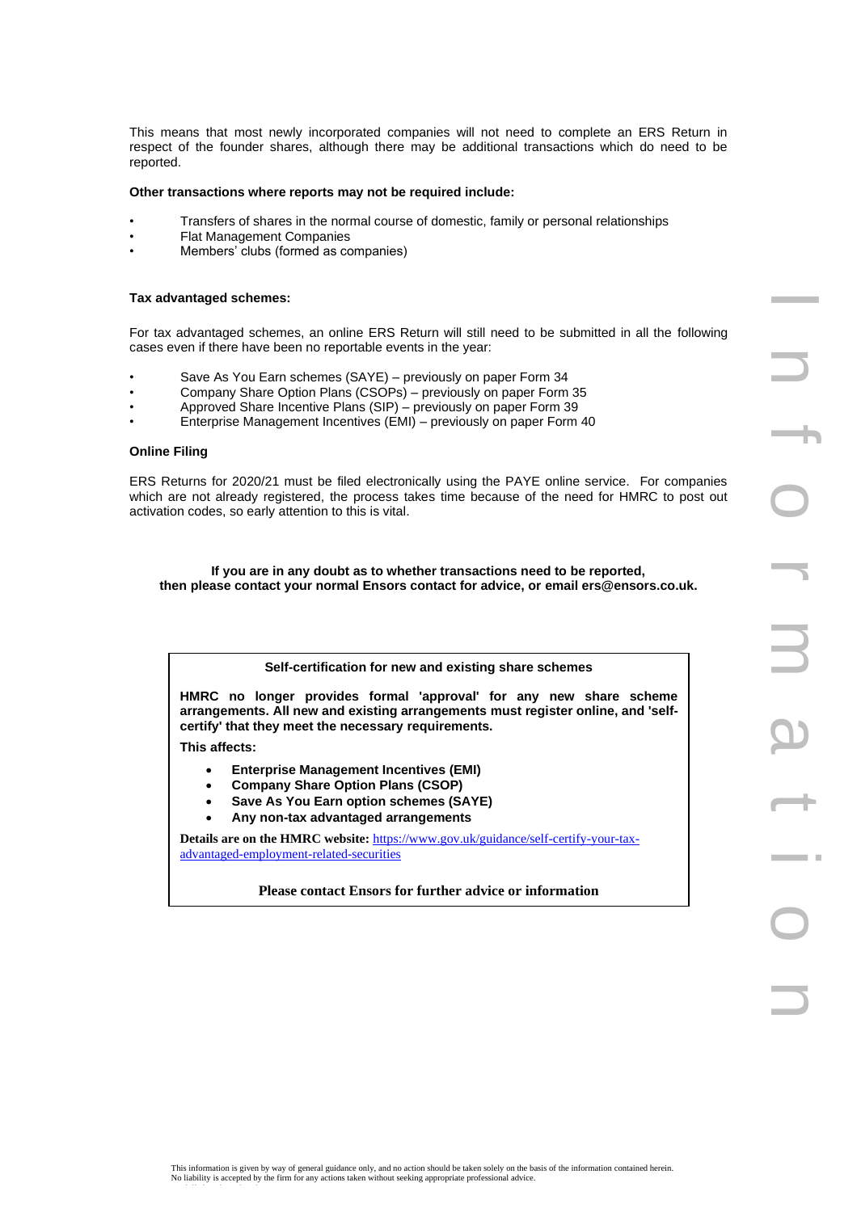This means that most newly incorporated companies will not need to complete an ERS Return in respect of the founder shares, although there may be additional transactions which do need to be reported.

**Other transactions where reports may not be required include:**

- Transfers of shares in the normal course of domestic, family or personal relationships
- Flat Management Companies
- Members' clubs (formed as companies)

**Tax advantaged schemes:**

For tax advantaged schemes, an online ERS Return will still need to be submitted in all the following cases even if there have been no reportable events in the year:

- Save As You Earn schemes (SAYE) – previously on paper Form 34
- Company Share Option Plans (CSOPs) – previously on paper Form 35
- Approved Share Incentive Plans (SIP) – previously on paper Form 39
- Enterprise Management Incentives (EMI) – previously on paper Form 40

**Online Filing**

ERS Returns for 2020/21 must be filed electronically using the PAYE online service. For companies which are not already registered, the process takes time because of the need for HMRC to post out activation codes, so early attention to this is vital.

**If you are in any doubt as to whether transactions need to be reported, then please contact your normal Ensors contact for advice, or email ers@ensors.co.uk.**

**Self-certification for new and existing share schemes**

**HMRC no longer provides formal 'approval' for any new share scheme arrangements. All new and existing arrangements must register online, and 'self-certify' that they meet the necessary requirements.**

**This affects:**

- **Enterprise Management Incentives (EMI)**
- **Company Share Option Plans (CSOP)**
- **Save As You Earn option schemes (SAYE)**
- **Any non-tax advantaged arrangements**

**Details are on the HMRC website:** https://www.gov.uk/guidance/self-certify-your-tax-advantaged-employment-related-securities

**Please contact Ensors for further advice or information**

This information is given by way of general guidance only, and no action should be taken solely on the basis of the information contained herein. No liability is accepted by the firm for any actions taken without seeking appropriate professional advice.